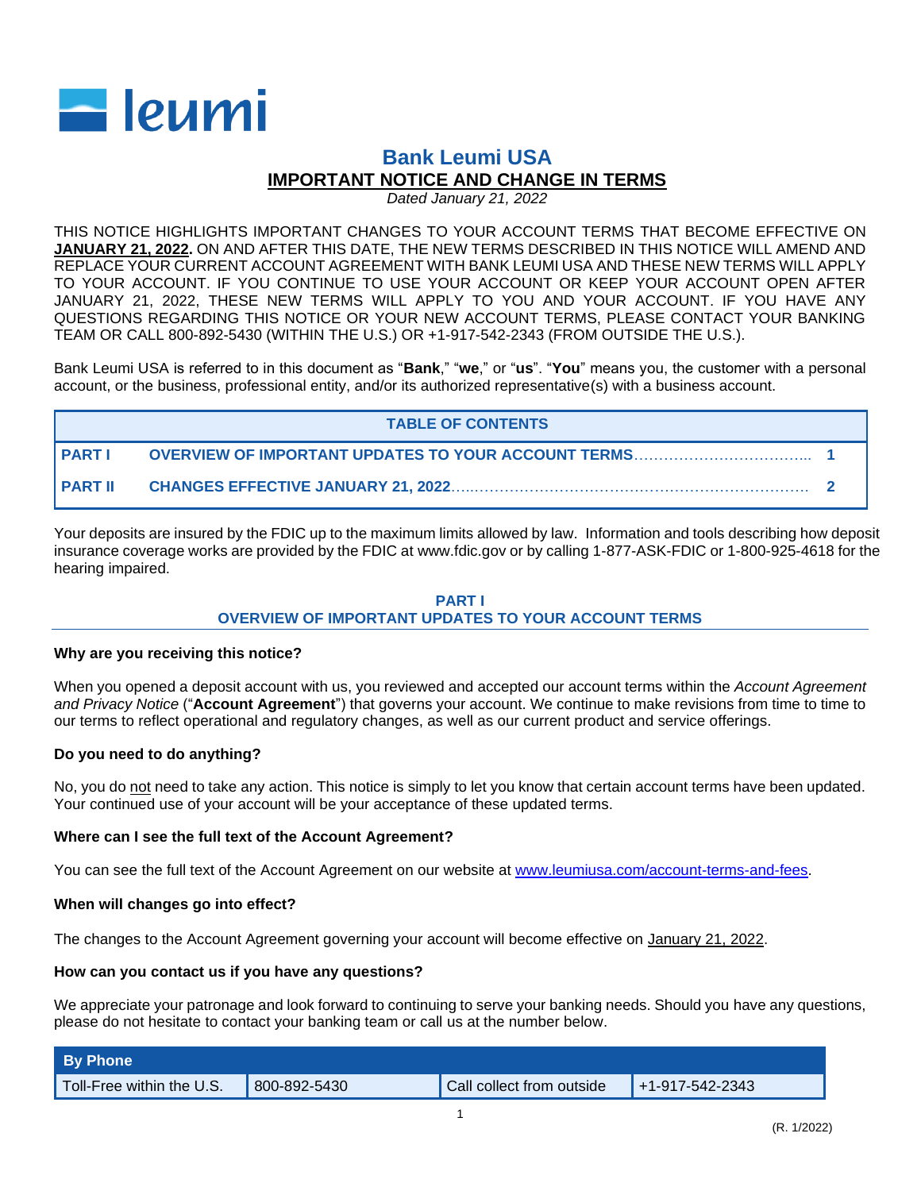leumi

# Bank Leumi USA

## IMPORTANT NOTICE AND CHANGE IN TERMS

*Dated January 21, 2022*

THIS NOTICE HIGHLIGHTS IMPORTANT CHANGES TO YOUR ACCOUNT TERMS THAT BECOME EFFECTIVE ON **JANUARY 21, 2022.** ON AND AFTER THIS DATE, THE NEW TERMS DESCRIBED IN THIS NOTICE WILL AMEND AND REPLACE YOUR CURRENT ACCOUNT AGREEMENT WITH BANK LEUMI USA AND THESE NEW TERMS WILL APPLY TO YOUR ACCOUNT. IF YOU CONTINUE TO USE YOUR ACCOUNT OR KEEP YOUR ACCOUNT OPEN AFTER JANUARY 21, 2022, THESE NEW TERMS WILL APPLY TO YOU AND YOUR ACCOUNT. IF YOU HAVE ANY QUESTIONS REGARDING THIS NOTICE OR YOUR NEW ACCOUNT TERMS, PLEASE CONTACT YOUR BANKING TEAM OR CALL 800-892-5430 (WITHIN THE U.S.) OR +1-917-542-2343 (FROM OUTSIDE THE U.S.).

Bank Leumi USA is referred to in this document as "**Bank**," "**we**," or "**us**". "**You**" means you, the customer with a personal account, or the business, professional entity, and/or its authorized representative(s) with a business account.

| TABLE OF CONTENTS | | |
|---|---|---|
| PART I | OVERVIEW OF IMPORTANT UPDATES TO YOUR ACCOUNT TERMS | 1 |
| PART II | CHANGES EFFECTIVE JANUARY 21, 2022 | 2 |

Your deposits are insured by the FDIC up to the maximum limits allowed by law. Information and tools describing how deposit insurance coverage works are provided by the FDIC at www.fdic.gov or by calling 1-877-ASK-FDIC or 1-800-925-4618 for the hearing impaired.

## PART I
## OVERVIEW OF IMPORTANT UPDATES TO YOUR ACCOUNT TERMS

**Why are you receiving this notice?**

When you opened a deposit account with us, you reviewed and accepted our account terms within the *Account Agreement and Privacy Notice* ("**Account Agreement**") that governs your account. We continue to make revisions from time to time to our terms to reflect operational and regulatory changes, as well as our current product and service offerings.

**Do you need to do anything?**

No, you do not need to take any action. This notice is simply to let you know that certain account terms have been updated. Your continued use of your account will be your acceptance of these updated terms.

**Where can I see the full text of the Account Agreement?**

You can see the full text of the Account Agreement on our website at www.leumiusa.com/account-terms-and-fees.

**When will changes go into effect?**

The changes to the Account Agreement governing your account will become effective on January 21, 2022.

**How can you contact us if you have any questions?**

We appreciate your patronage and look forward to continuing to serve your banking needs. Should you have any questions, please do not hesitate to contact your banking team or call us at the number below.

| By Phone | | | |
|---|---|---|---|
| Toll-Free within the U.S. | 800-892-5430 | Call collect from outside | +1-917-542-2343 |

(R. 1/2022)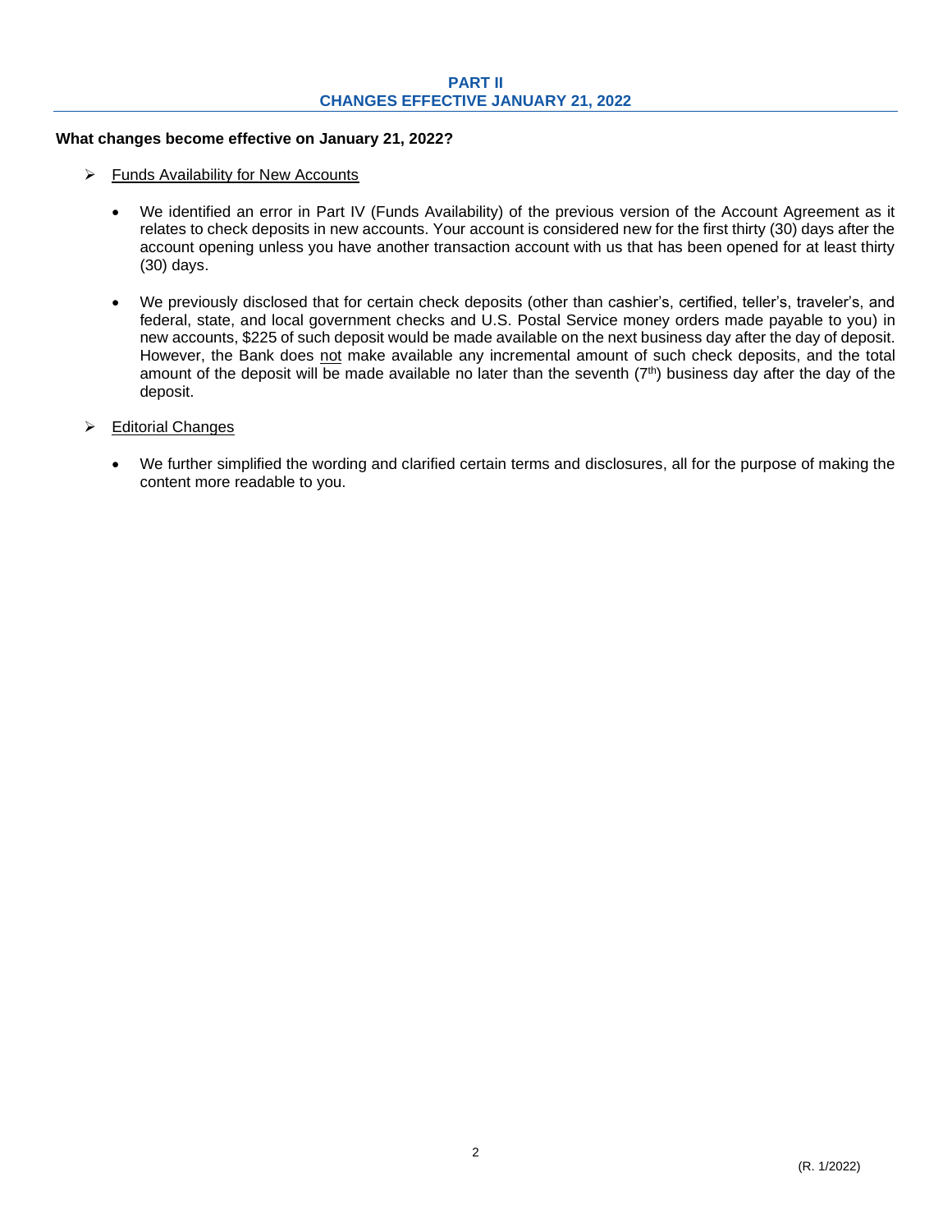# PART II
# CHANGES EFFECTIVE JANUARY 21, 2022

**What changes become effective on January 21, 2022?**

- Funds Availability for New Accounts

  - We identified an error in Part IV (Funds Availability) of the previous version of the Account Agreement as it relates to check deposits in new accounts. Your account is considered new for the first thirty (30) days after the account opening unless you have another transaction account with us that has been opened for at least thirty (30) days.

  - We previously disclosed that for certain check deposits (other than cashier's, certified, teller's, traveler's, and federal, state, and local government checks and U.S. Postal Service money orders made payable to you) in new accounts, $225 of such deposit would be made available on the next business day after the day of deposit. However, the Bank does not make available any incremental amount of such check deposits, and the total amount of the deposit will be made available no later than the seventh (7th) business day after the day of the deposit.

- Editorial Changes

  - We further simplified the wording and clarified certain terms and disclosures, all for the purpose of making the content more readable to you.

(R. 1/2022)